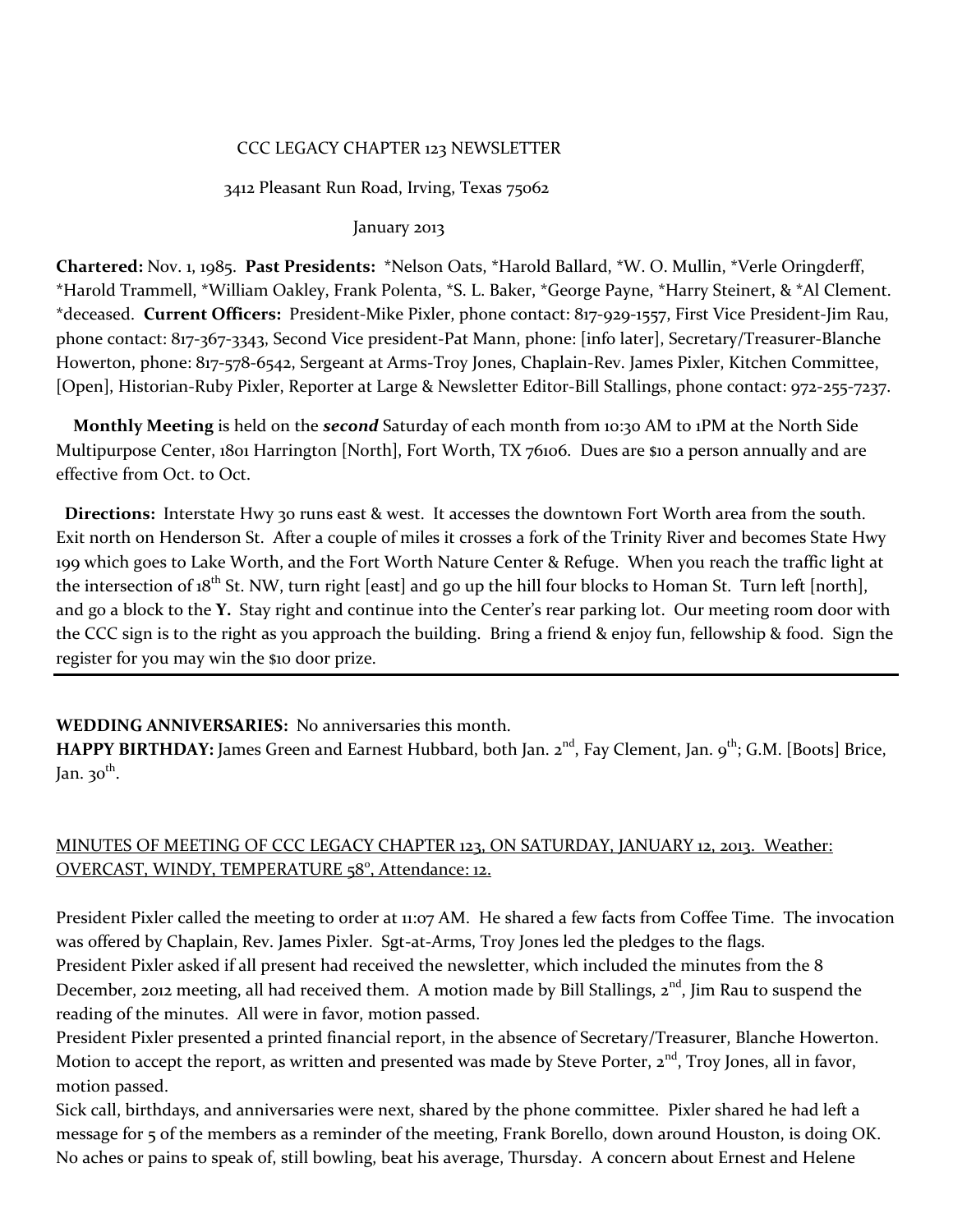# CCC LEGACY CHAPTER 123 NEWSLETTER

3412 Pleasant Run Road, Irving, Texas 75062

January 2013

**Chartered:** Nov. 1, 1985. **Past Presidents:** *Nelson Oats, *Harold Ballard, *W. O. Mullin, *Verle Oringderff, *Harold Trammell, *William Oakley, Frank Polenta, *S. L. Baker, *George Payne, *Harry Steinert, & *Al Clement. *deceased. **Current Officers:** President-Mike Pixler, phone contact: 817-929-1557, First Vice President-Jim Rau, phone contact: 817-367-3343, Second Vice president-Pat Mann, phone: [info later], Secretary/Treasurer-Blanche Howerton, phone: 817-578-6542, Sergeant at Arms-Troy Jones, Chaplain-Rev. James Pixler, Kitchen Committee, [Open], Historian-Ruby Pixler, Reporter at Large & Newsletter Editor-Bill Stallings, phone contact: 972-255-7237.

**Monthly Meeting** is held on the ***second*** Saturday of each month from 10:30 AM to 1PM at the North Side Multipurpose Center, 1801 Harrington [North], Fort Worth, TX 76106. Dues are $10 a person annually and are effective from Oct. to Oct.

**Directions:** Interstate Hwy 30 runs east & west. It accesses the downtown Fort Worth area from the south. Exit north on Henderson St. After a couple of miles it crosses a fork of the Trinity River and becomes State Hwy 199 which goes to Lake Worth, and the Fort Worth Nature Center & Refuge. When you reach the traffic light at the intersection of 18th St. NW, turn right [east] and go up the hill four blocks to Homan St. Turn left [north], and go a block to the **Y.** Stay right and continue into the Center's rear parking lot. Our meeting room door with the CCC sign is to the right as you approach the building. Bring a friend & enjoy fun, fellowship & food. Sign the register for you may win the $10 door prize.

---

**WEDDING ANNIVERSARIES:** No anniversaries this month.
**HAPPY BIRTHDAY:** James Green and Earnest Hubbard, both Jan. 2nd, Fay Clement, Jan. 9th; G.M. [Boots] Brice, Jan. 30th.

MINUTES OF MEETING OF CCC LEGACY CHAPTER 123, ON SATURDAY, JANUARY 12, 2013. Weather: OVERCAST, WINDY, TEMPERATURE 58°, Attendance: 12.

President Pixler called the meeting to order at 11:07 AM. He shared a few facts from Coffee Time. The invocation was offered by Chaplain, Rev. James Pixler. Sgt-at-Arms, Troy Jones led the pledges to the flags.
President Pixler asked if all present had received the newsletter, which included the minutes from the 8 December, 2012 meeting, all had received them. A motion made by Bill Stallings, 2nd, Jim Rau to suspend the reading of the minutes. All were in favor, motion passed.
President Pixler presented a printed financial report, in the absence of Secretary/Treasurer, Blanche Howerton. Motion to accept the report, as written and presented was made by Steve Porter, 2nd, Troy Jones, all in favor, motion passed.
Sick call, birthdays, and anniversaries were next, shared by the phone committee. Pixler shared he had left a message for 5 of the members as a reminder of the meeting, Frank Borello, down around Houston, is doing OK. No aches or pains to speak of, still bowling, beat his average, Thursday. A concern about Ernest and Helene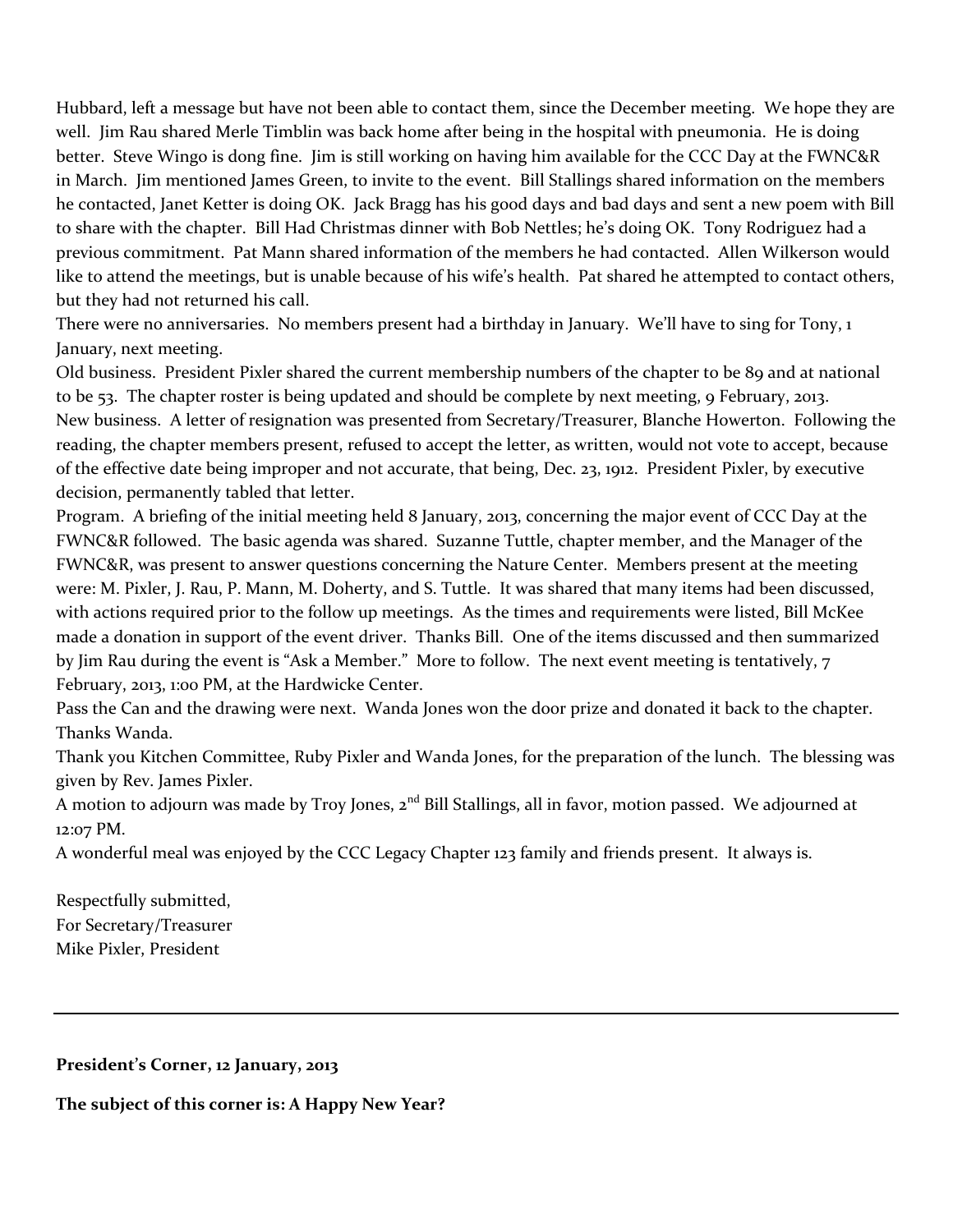Hubbard, left a message but have not been able to contact them, since the December meeting. We hope they are well. Jim Rau shared Merle Timblin was back home after being in the hospital with pneumonia. He is doing better. Steve Wingo is dong fine. Jim is still working on having him available for the CCC Day at the FWNC&R in March. Jim mentioned James Green, to invite to the event. Bill Stallings shared information on the members he contacted, Janet Ketter is doing OK. Jack Bragg has his good days and bad days and sent a new poem with Bill to share with the chapter. Bill Had Christmas dinner with Bob Nettles; he's doing OK. Tony Rodriguez had a previous commitment. Pat Mann shared information of the members he had contacted. Allen Wilkerson would like to attend the meetings, but is unable because of his wife's health. Pat shared he attempted to contact others, but they had not returned his call.

There were no anniversaries. No members present had a birthday in January. We'll have to sing for Tony, 1 January, next meeting.

Old business. President Pixler shared the current membership numbers of the chapter to be 89 and at national to be 53. The chapter roster is being updated and should be complete by next meeting, 9 February, 2013.

New business. A letter of resignation was presented from Secretary/Treasurer, Blanche Howerton. Following the reading, the chapter members present, refused to accept the letter, as written, would not vote to accept, because of the effective date being improper and not accurate, that being, Dec. 23, 1912. President Pixler, by executive decision, permanently tabled that letter.

Program. A briefing of the initial meeting held 8 January, 2013, concerning the major event of CCC Day at the FWNC&R followed. The basic agenda was shared. Suzanne Tuttle, chapter member, and the Manager of the FWNC&R, was present to answer questions concerning the Nature Center. Members present at the meeting were: M. Pixler, J. Rau, P. Mann, M. Doherty, and S. Tuttle. It was shared that many items had been discussed, with actions required prior to the follow up meetings. As the times and requirements were listed, Bill McKee made a donation in support of the event driver. Thanks Bill. One of the items discussed and then summarized by Jim Rau during the event is "Ask a Member." More to follow. The next event meeting is tentatively, 7 February, 2013, 1:00 PM, at the Hardwicke Center.

Pass the Can and the drawing were next. Wanda Jones won the door prize and donated it back to the chapter. Thanks Wanda.

Thank you Kitchen Committee, Ruby Pixler and Wanda Jones, for the preparation of the lunch. The blessing was given by Rev. James Pixler.

A motion to adjourn was made by Troy Jones, 2nd Bill Stallings, all in favor, motion passed. We adjourned at 12:07 PM.

A wonderful meal was enjoyed by the CCC Legacy Chapter 123 family and friends present. It always is.

Respectfully submitted,
For Secretary/Treasurer
Mike Pixler, President

---

**President's Corner, 12 January, 2013**

**The subject of this corner is: A Happy New Year?**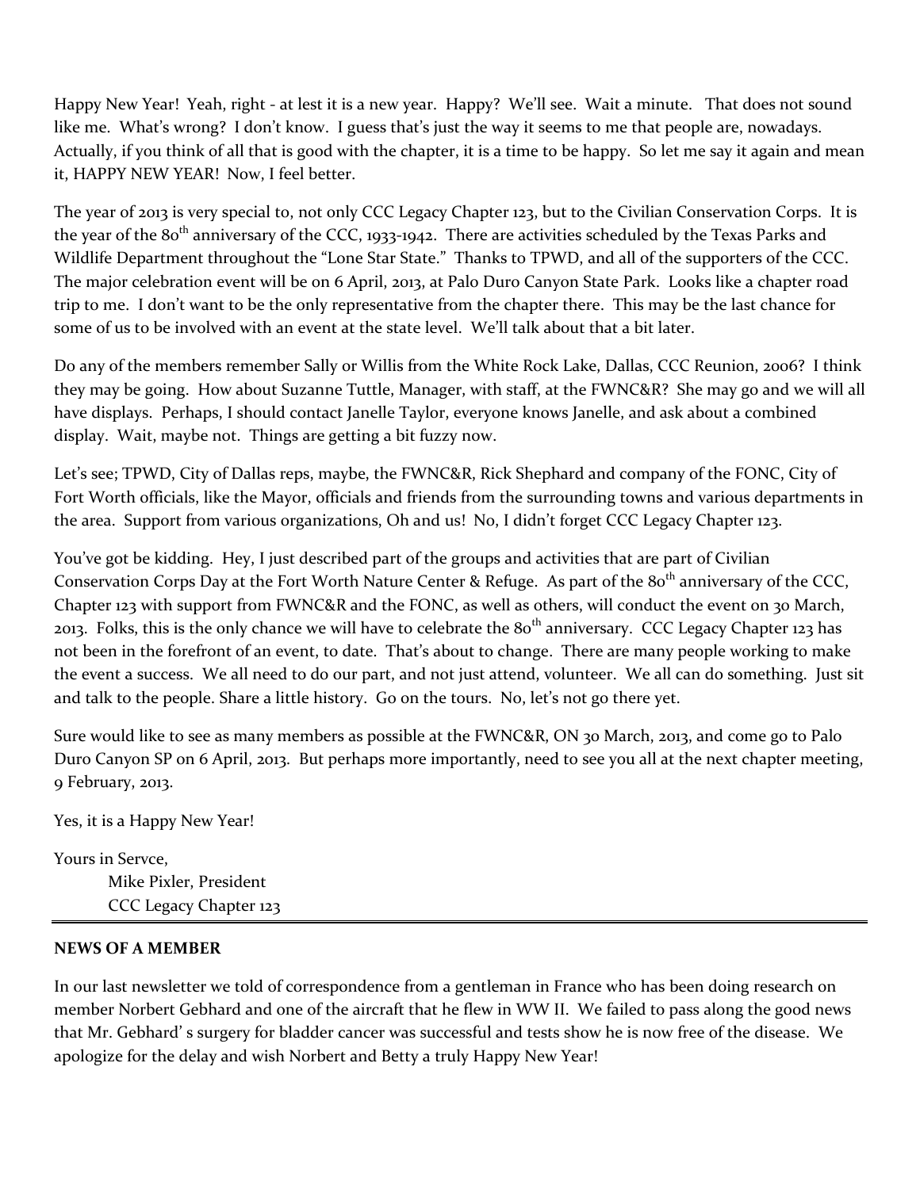Happy New Year! Yeah, right - at lest it is a new year. Happy? We'll see. Wait a minute. That does not sound like me. What's wrong? I don't know. I guess that's just the way it seems to me that people are, nowadays. Actually, if you think of all that is good with the chapter, it is a time to be happy. So let me say it again and mean it, HAPPY NEW YEAR! Now, I feel better.

The year of 2013 is very special to, not only CCC Legacy Chapter 123, but to the Civilian Conservation Corps. It is the year of the 80th anniversary of the CCC, 1933-1942. There are activities scheduled by the Texas Parks and Wildlife Department throughout the "Lone Star State." Thanks to TPWD, and all of the supporters of the CCC. The major celebration event will be on 6 April, 2013, at Palo Duro Canyon State Park. Looks like a chapter road trip to me. I don't want to be the only representative from the chapter there. This may be the last chance for some of us to be involved with an event at the state level. We'll talk about that a bit later.

Do any of the members remember Sally or Willis from the White Rock Lake, Dallas, CCC Reunion, 2006? I think they may be going. How about Suzanne Tuttle, Manager, with staff, at the FWNC&R? She may go and we will all have displays. Perhaps, I should contact Janelle Taylor, everyone knows Janelle, and ask about a combined display. Wait, maybe not. Things are getting a bit fuzzy now.

Let's see; TPWD, City of Dallas reps, maybe, the FWNC&R, Rick Shephard and company of the FONC, City of Fort Worth officials, like the Mayor, officials and friends from the surrounding towns and various departments in the area. Support from various organizations, Oh and us! No, I didn't forget CCC Legacy Chapter 123.

You've got be kidding. Hey, I just described part of the groups and activities that are part of Civilian Conservation Corps Day at the Fort Worth Nature Center & Refuge. As part of the 80th anniversary of the CCC, Chapter 123 with support from FWNC&R and the FONC, as well as others, will conduct the event on 30 March, 2013. Folks, this is the only chance we will have to celebrate the 80th anniversary. CCC Legacy Chapter 123 has not been in the forefront of an event, to date. That's about to change. There are many people working to make the event a success. We all need to do our part, and not just attend, volunteer. We all can do something. Just sit and talk to the people. Share a little history. Go on the tours. No, let's not go there yet.

Sure would like to see as many members as possible at the FWNC&R, ON 30 March, 2013, and come go to Palo Duro Canyon SP on 6 April, 2013. But perhaps more importantly, need to see you all at the next chapter meeting, 9 February, 2013.

Yes, it is a Happy New Year!

Yours in Servce,
Mike Pixler, President
CCC Legacy Chapter 123

---

**NEWS OF A MEMBER**

In our last newsletter we told of correspondence from a gentleman in France who has been doing research on member Norbert Gebhard and one of the aircraft that he flew in WW II. We failed to pass along the good news that Mr. Gebhard' s surgery for bladder cancer was successful and tests show he is now free of the disease. We apologize for the delay and wish Norbert and Betty a truly Happy New Year!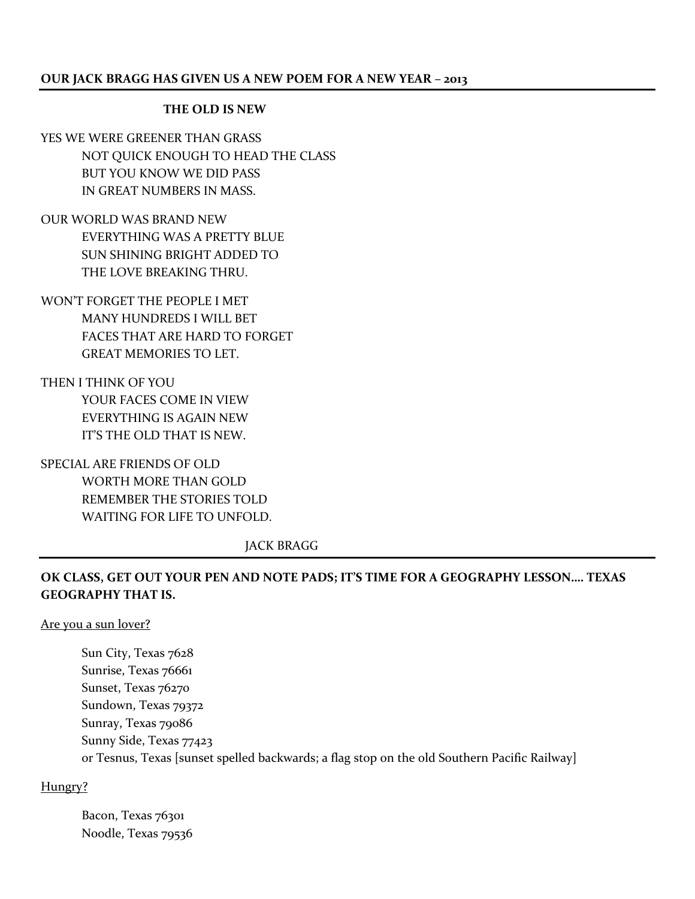**OUR JACK BRAGG HAS GIVEN US A NEW POEM FOR A NEW YEAR – 2013**

---

**THE OLD IS NEW**

YES WE WERE GREENER THAN GRASS
NOT QUICK ENOUGH TO HEAD THE CLASS
BUT YOU KNOW WE DID PASS
IN GREAT NUMBERS IN MASS.

OUR WORLD WAS BRAND NEW
EVERYTHING WAS A PRETTY BLUE
SUN SHINING BRIGHT ADDED TO
THE LOVE BREAKING THRU.

WON'T FORGET THE PEOPLE I MET
MANY HUNDREDS I WILL BET
FACES THAT ARE HARD TO FORGET
GREAT MEMORIES TO LET.

THEN I THINK OF YOU
YOUR FACES COME IN VIEW
EVERYTHING IS AGAIN NEW
IT'S THE OLD THAT IS NEW.

SPECIAL ARE FRIENDS OF OLD
WORTH MORE THAN GOLD
REMEMBER THE STORIES TOLD
WAITING FOR LIFE TO UNFOLD.

JACK BRAGG

---

**OK CLASS, GET OUT YOUR PEN AND NOTE PADS; IT'S TIME FOR A GEOGRAPHY LESSON.... TEXAS GEOGRAPHY THAT IS.**

Are you a sun lover?

Sun City, Texas 7628
Sunrise, Texas 76661
Sunset, Texas 76270
Sundown, Texas 79372
Sunray, Texas 79086
Sunny Side, Texas 77423
or Tesnus, Texas [sunset spelled backwards; a flag stop on the old Southern Pacific Railway]

Hungry?

Bacon, Texas 76301
Noodle, Texas 79536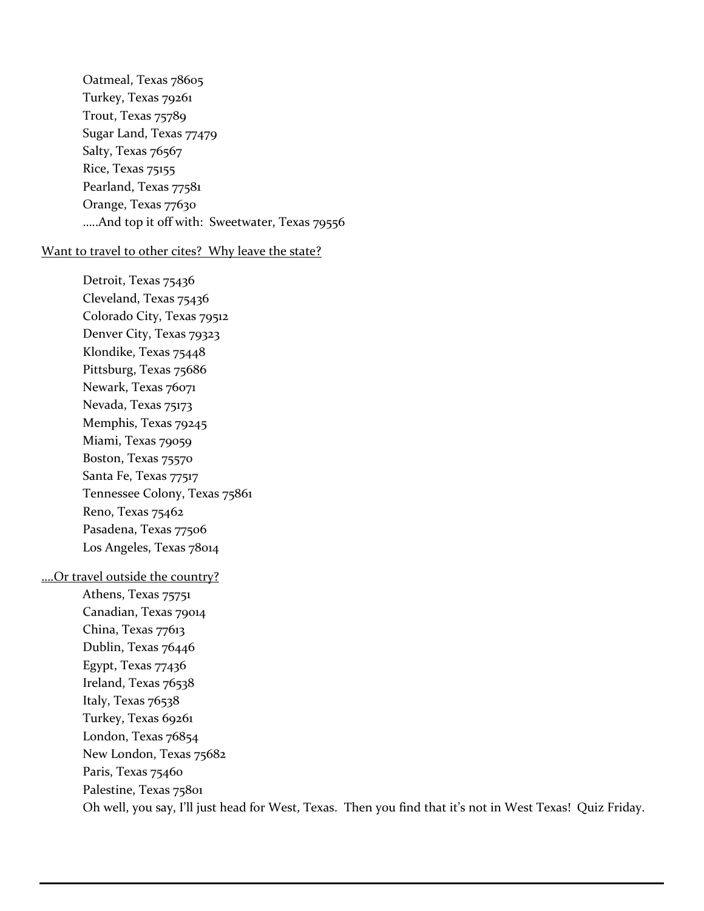Oatmeal, Texas 78605
Turkey, Texas 79261
Trout, Texas 75789
Sugar Land, Texas 77479
Salty, Texas 76567
Rice, Texas 75155
Pearland, Texas 77581
Orange, Texas 77630
…..And top it off with: Sweetwater, Texas 79556

<u>Want to travel to other cites? Why leave the state?</u>

Detroit, Texas 75436
Cleveland, Texas 75436
Colorado City, Texas 79512
Denver City, Texas 79323
Klondike, Texas 75448
Pittsburg, Texas 75686
Newark, Texas 76071
Nevada, Texas 75173
Memphis, Texas 79245
Miami, Texas 79059
Boston, Texas 75570
Santa Fe, Texas 77517
Tennessee Colony, Texas 75861
Reno, Texas 75462
Pasadena, Texas 77506
Los Angeles, Texas 78014

<u>….Or travel outside the country?</u>

Athens, Texas 75751
Canadian, Texas 79014
China, Texas 77613
Dublin, Texas 76446
Egypt, Texas 77436
Ireland, Texas 76538
Italy, Texas 76538
Turkey, Texas 69261
London, Texas 76854
New London, Texas 75682
Paris, Texas 75460
Palestine, Texas 75801
Oh well, you say, I'll just head for West, Texas. Then you find that it's not in West Texas! Quiz Friday.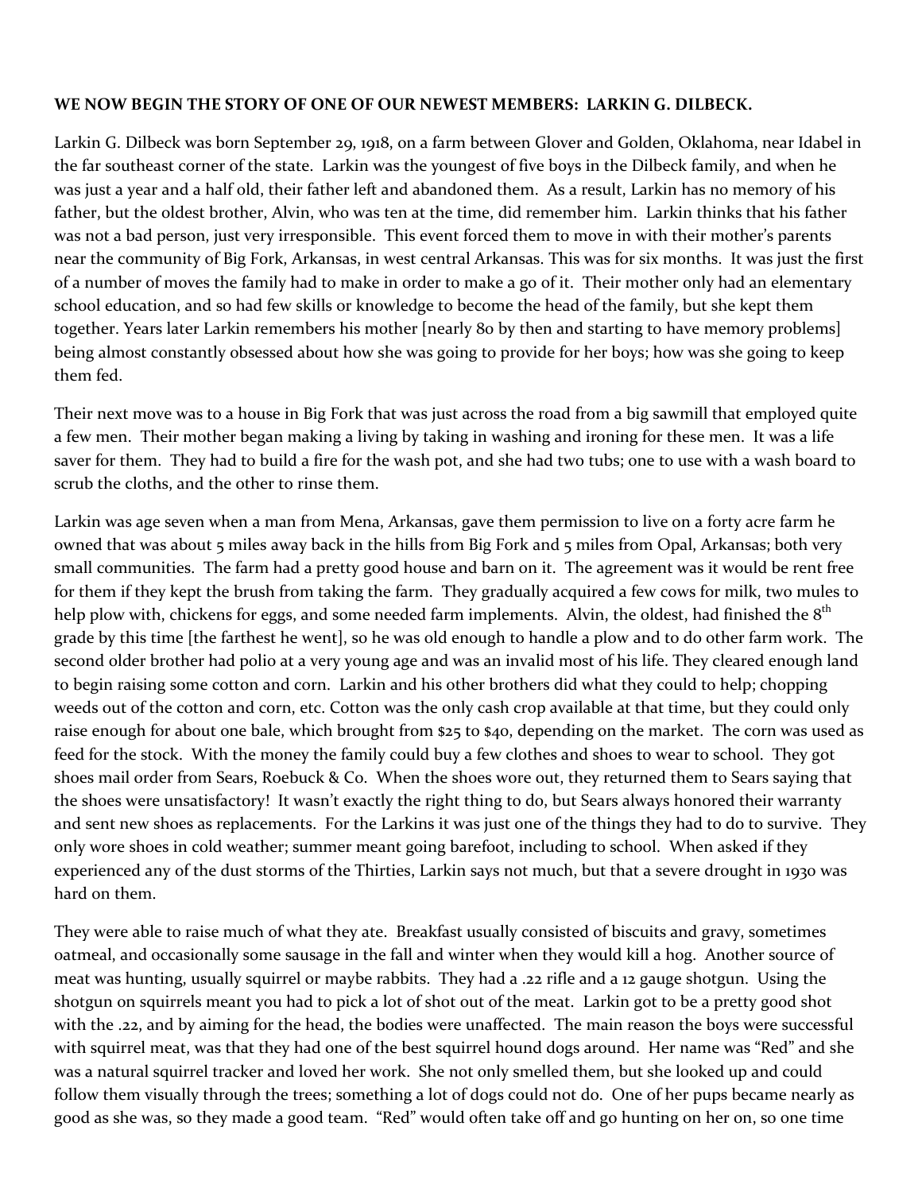**WE NOW BEGIN THE STORY OF ONE OF OUR NEWEST MEMBERS: LARKIN G. DILBECK.**

Larkin G. Dilbeck was born September 29, 1918, on a farm between Glover and Golden, Oklahoma, near Idabel in the far southeast corner of the state. Larkin was the youngest of five boys in the Dilbeck family, and when he was just a year and a half old, their father left and abandoned them. As a result, Larkin has no memory of his father, but the oldest brother, Alvin, who was ten at the time, did remember him. Larkin thinks that his father was not a bad person, just very irresponsible. This event forced them to move in with their mother's parents near the community of Big Fork, Arkansas, in west central Arkansas. This was for six months. It was just the first of a number of moves the family had to make in order to make a go of it. Their mother only had an elementary school education, and so had few skills or knowledge to become the head of the family, but she kept them together. Years later Larkin remembers his mother [nearly 80 by then and starting to have memory problems] being almost constantly obsessed about how she was going to provide for her boys; how was she going to keep them fed.

Their next move was to a house in Big Fork that was just across the road from a big sawmill that employed quite a few men. Their mother began making a living by taking in washing and ironing for these men. It was a life saver for them. They had to build a fire for the wash pot, and she had two tubs; one to use with a wash board to scrub the cloths, and the other to rinse them.

Larkin was age seven when a man from Mena, Arkansas, gave them permission to live on a forty acre farm he owned that was about 5 miles away back in the hills from Big Fork and 5 miles from Opal, Arkansas; both very small communities. The farm had a pretty good house and barn on it. The agreement was it would be rent free for them if they kept the brush from taking the farm. They gradually acquired a few cows for milk, two mules to help plow with, chickens for eggs, and some needed farm implements. Alvin, the oldest, had finished the 8th grade by this time [the farthest he went], so he was old enough to handle a plow and to do other farm work. The second older brother had polio at a very young age and was an invalid most of his life. They cleared enough land to begin raising some cotton and corn. Larkin and his other brothers did what they could to help; chopping weeds out of the cotton and corn, etc. Cotton was the only cash crop available at that time, but they could only raise enough for about one bale, which brought from $25 to $40, depending on the market. The corn was used as feed for the stock. With the money the family could buy a few clothes and shoes to wear to school. They got shoes mail order from Sears, Roebuck & Co. When the shoes wore out, they returned them to Sears saying that the shoes were unsatisfactory! It wasn't exactly the right thing to do, but Sears always honored their warranty and sent new shoes as replacements. For the Larkins it was just one of the things they had to do to survive. They only wore shoes in cold weather; summer meant going barefoot, including to school. When asked if they experienced any of the dust storms of the Thirties, Larkin says not much, but that a severe drought in 1930 was hard on them.

They were able to raise much of what they ate. Breakfast usually consisted of biscuits and gravy, sometimes oatmeal, and occasionally some sausage in the fall and winter when they would kill a hog. Another source of meat was hunting, usually squirrel or maybe rabbits. They had a .22 rifle and a 12 gauge shotgun. Using the shotgun on squirrels meant you had to pick a lot of shot out of the meat. Larkin got to be a pretty good shot with the .22, and by aiming for the head, the bodies were unaffected. The main reason the boys were successful with squirrel meat, was that they had one of the best squirrel hound dogs around. Her name was "Red" and she was a natural squirrel tracker and loved her work. She not only smelled them, but she looked up and could follow them visually through the trees; something a lot of dogs could not do. One of her pups became nearly as good as she was, so they made a good team. "Red" would often take off and go hunting on her on, so one time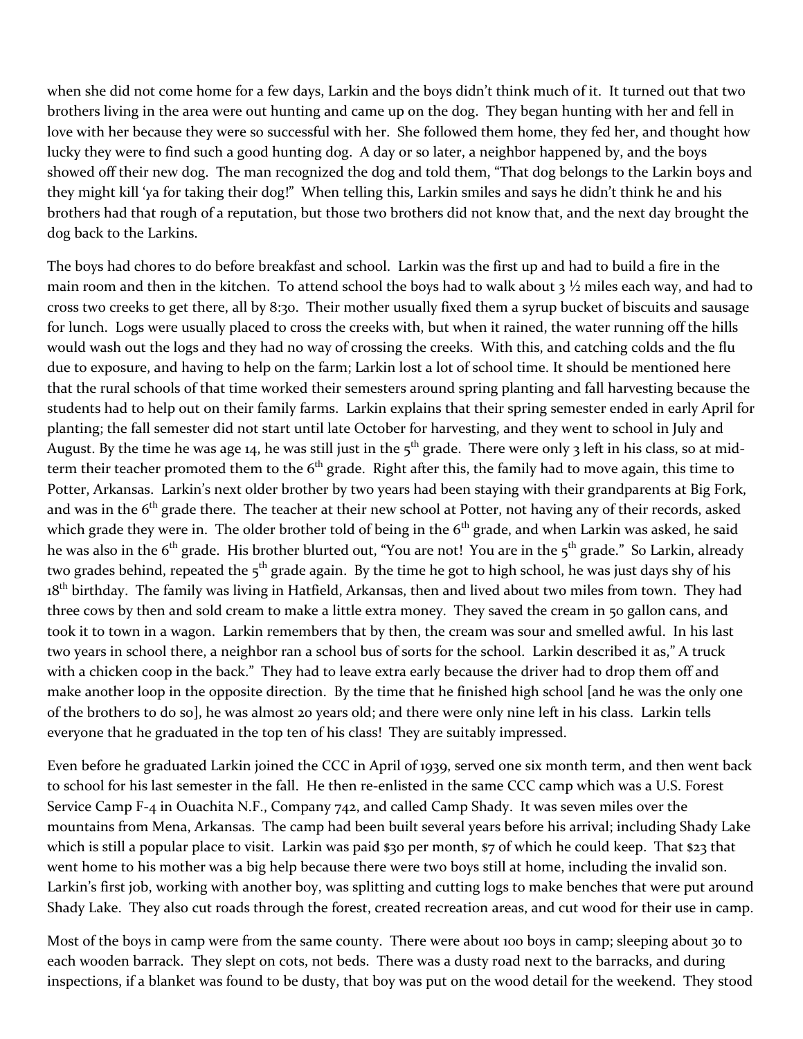when she did not come home for a few days, Larkin and the boys didn't think much of it. It turned out that two brothers living in the area were out hunting and came up on the dog. They began hunting with her and fell in love with her because they were so successful with her. She followed them home, they fed her, and thought how lucky they were to find such a good hunting dog. A day or so later, a neighbor happened by, and the boys showed off their new dog. The man recognized the dog and told them, "That dog belongs to the Larkin boys and they might kill 'ya for taking their dog!" When telling this, Larkin smiles and says he didn't think he and his brothers had that rough of a reputation, but those two brothers did not know that, and the next day brought the dog back to the Larkins.

The boys had chores to do before breakfast and school. Larkin was the first up and had to build a fire in the main room and then in the kitchen. To attend school the boys had to walk about 3 ½ miles each way, and had to cross two creeks to get there, all by 8:30. Their mother usually fixed them a syrup bucket of biscuits and sausage for lunch. Logs were usually placed to cross the creeks with, but when it rained, the water running off the hills would wash out the logs and they had no way of crossing the creeks. With this, and catching colds and the flu due to exposure, and having to help on the farm; Larkin lost a lot of school time. It should be mentioned here that the rural schools of that time worked their semesters around spring planting and fall harvesting because the students had to help out on their family farms. Larkin explains that their spring semester ended in early April for planting; the fall semester did not start until late October for harvesting, and they went to school in July and August. By the time he was age 14, he was still just in the 5th grade. There were only 3 left in his class, so at mid-term their teacher promoted them to the 6th grade. Right after this, the family had to move again, this time to Potter, Arkansas. Larkin's next older brother by two years had been staying with their grandparents at Big Fork, and was in the 6th grade there. The teacher at their new school at Potter, not having any of their records, asked which grade they were in. The older brother told of being in the 6th grade, and when Larkin was asked, he said he was also in the 6th grade. His brother blurted out, "You are not! You are in the 5th grade." So Larkin, already two grades behind, repeated the 5th grade again. By the time he got to high school, he was just days shy of his 18th birthday. The family was living in Hatfield, Arkansas, then and lived about two miles from town. They had three cows by then and sold cream to make a little extra money. They saved the cream in 50 gallon cans, and took it to town in a wagon. Larkin remembers that by then, the cream was sour and smelled awful. In his last two years in school there, a neighbor ran a school bus of sorts for the school. Larkin described it as," A truck with a chicken coop in the back." They had to leave extra early because the driver had to drop them off and make another loop in the opposite direction. By the time that he finished high school [and he was the only one of the brothers to do so], he was almost 20 years old; and there were only nine left in his class. Larkin tells everyone that he graduated in the top ten of his class! They are suitably impressed.

Even before he graduated Larkin joined the CCC in April of 1939, served one six month term, and then went back to school for his last semester in the fall. He then re-enlisted in the same CCC camp which was a U.S. Forest Service Camp F-4 in Ouachita N.F., Company 742, and called Camp Shady. It was seven miles over the mountains from Mena, Arkansas. The camp had been built several years before his arrival; including Shady Lake which is still a popular place to visit. Larkin was paid $30 per month, $7 of which he could keep. That $23 that went home to his mother was a big help because there were two boys still at home, including the invalid son. Larkin's first job, working with another boy, was splitting and cutting logs to make benches that were put around Shady Lake. They also cut roads through the forest, created recreation areas, and cut wood for their use in camp.

Most of the boys in camp were from the same county. There were about 100 boys in camp; sleeping about 30 to each wooden barrack. They slept on cots, not beds. There was a dusty road next to the barracks, and during inspections, if a blanket was found to be dusty, that boy was put on the wood detail for the weekend. They stood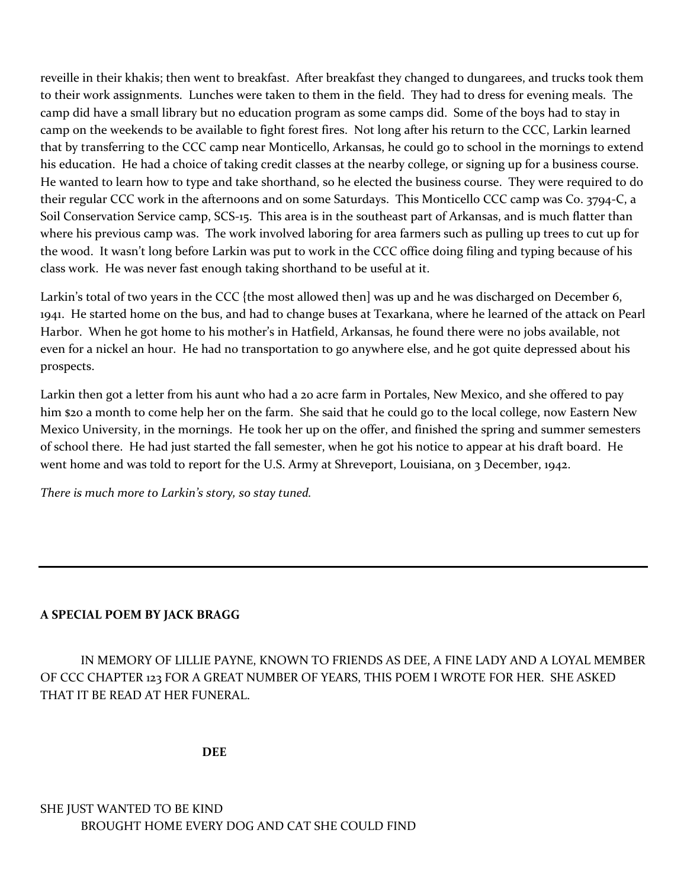reveille in their khakis; then went to breakfast. After breakfast they changed to dungarees, and trucks took them to their work assignments. Lunches were taken to them in the field. They had to dress for evening meals. The camp did have a small library but no education program as some camps did. Some of the boys had to stay in camp on the weekends to be available to fight forest fires. Not long after his return to the CCC, Larkin learned that by transferring to the CCC camp near Monticello, Arkansas, he could go to school in the mornings to extend his education. He had a choice of taking credit classes at the nearby college, or signing up for a business course. He wanted to learn how to type and take shorthand, so he elected the business course. They were required to do their regular CCC work in the afternoons and on some Saturdays. This Monticello CCC camp was Co. 3794-C, a Soil Conservation Service camp, SCS-15. This area is in the southeast part of Arkansas, and is much flatter than where his previous camp was. The work involved laboring for area farmers such as pulling up trees to cut up for the wood. It wasn't long before Larkin was put to work in the CCC office doing filing and typing because of his class work. He was never fast enough taking shorthand to be useful at it.

Larkin's total of two years in the CCC {the most allowed then] was up and he was discharged on December 6, 1941. He started home on the bus, and had to change buses at Texarkana, where he learned of the attack on Pearl Harbor. When he got home to his mother's in Hatfield, Arkansas, he found there were no jobs available, not even for a nickel an hour. He had no transportation to go anywhere else, and he got quite depressed about his prospects.

Larkin then got a letter from his aunt who had a 20 acre farm in Portales, New Mexico, and she offered to pay him $20 a month to come help her on the farm. She said that he could go to the local college, now Eastern New Mexico University, in the mornings. He took her up on the offer, and finished the spring and summer semesters of school there. He had just started the fall semester, when he got his notice to appear at his draft board. He went home and was told to report for the U.S. Army at Shreveport, Louisiana, on 3 December, 1942.

*There is much more to Larkin's story, so stay tuned.*

---

**A SPECIAL POEM BY JACK BRAGG**

IN MEMORY OF LILLIE PAYNE, KNOWN TO FRIENDS AS DEE, A FINE LADY AND A LOYAL MEMBER OF CCC CHAPTER 123 FOR A GREAT NUMBER OF YEARS, THIS POEM I WROTE FOR HER. SHE ASKED THAT IT BE READ AT HER FUNERAL.

**DEE**

SHE JUST WANTED TO BE KIND
BROUGHT HOME EVERY DOG AND CAT SHE COULD FIND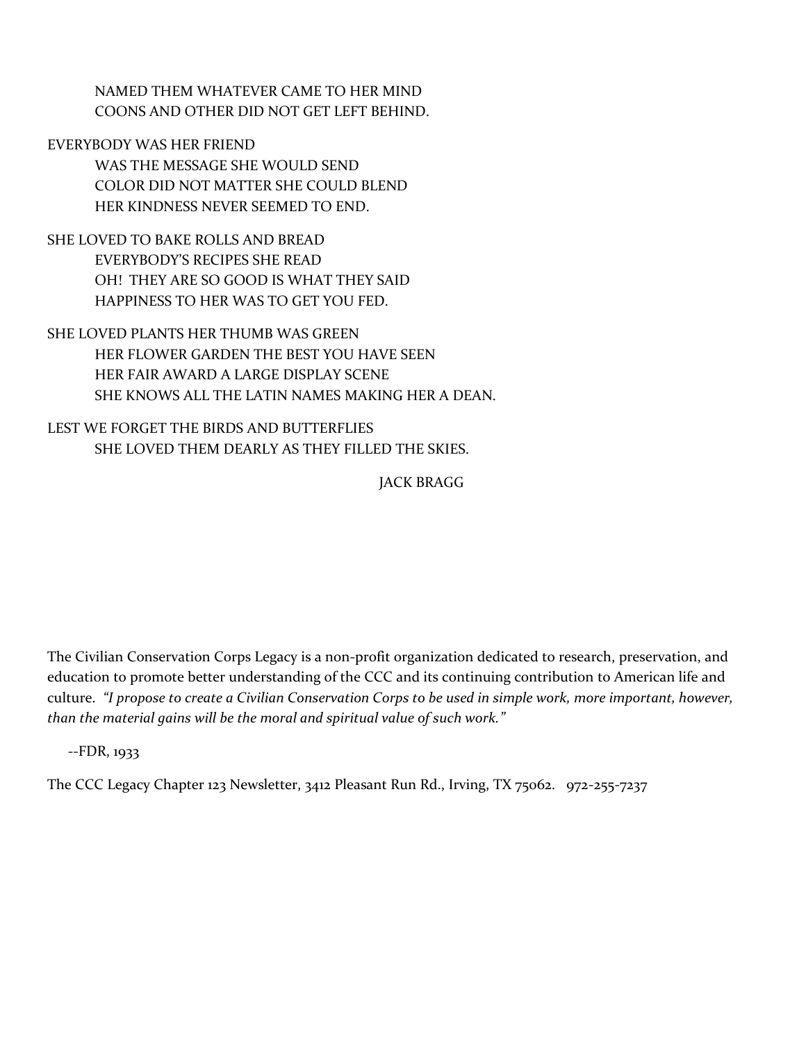NAMED THEM WHATEVER CAME TO HER MIND
COONS AND OTHER DID NOT GET LEFT BEHIND.

EVERYBODY WAS HER FRIEND
WAS THE MESSAGE SHE WOULD SEND
COLOR DID NOT MATTER SHE COULD BLEND
HER KINDNESS NEVER SEEMED TO END.

SHE LOVED TO BAKE ROLLS AND BREAD
EVERYBODY'S RECIPES SHE READ
OH! THEY ARE SO GOOD IS WHAT THEY SAID
HAPPINESS TO HER WAS TO GET YOU FED.

SHE LOVED PLANTS HER THUMB WAS GREEN
HER FLOWER GARDEN THE BEST YOU HAVE SEEN
HER FAIR AWARD A LARGE DISPLAY SCENE
SHE KNOWS ALL THE LATIN NAMES MAKING HER A DEAN.

LEST WE FORGET THE BIRDS AND BUTTERFLIES
SHE LOVED THEM DEARLY AS THEY FILLED THE SKIES.

JACK BRAGG

The Civilian Conservation Corps Legacy is a non-profit organization dedicated to research, preservation, and education to promote better understanding of the CCC and its continuing contribution to American life and culture. *"I propose to create a Civilian Conservation Corps to be used in simple work, more important, however, than the material gains will be the moral and spiritual value of such work."*

--FDR, 1933

The CCC Legacy Chapter 123 Newsletter, 3412 Pleasant Run Rd., Irving, TX 75062. 972-255-7237